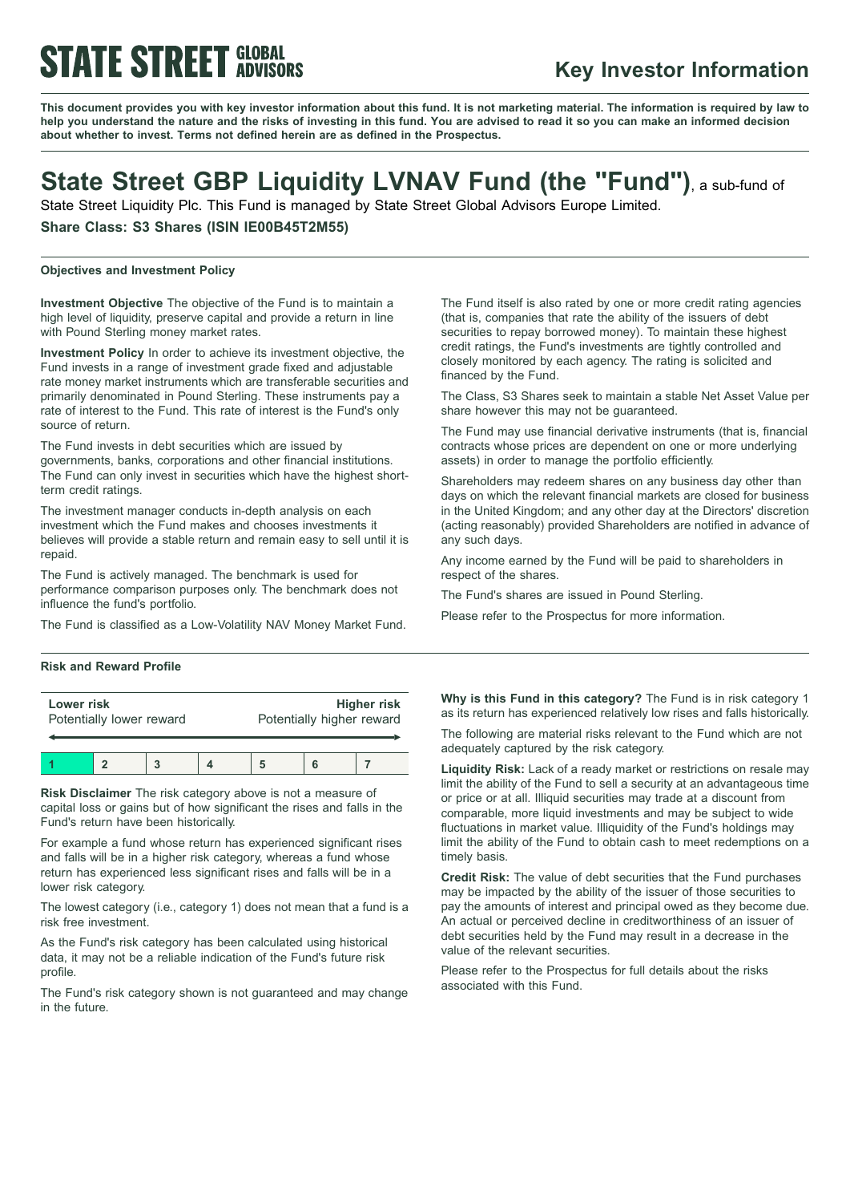STATE STREET GLOBAL ADVISORS

# Key Investor Information

**This document provides you with key investor information about this fund. It is not marketing material. The information is required by law to help you understand the nature and the risks of investing in this fund. You are advised to read it so you can make an informed decision about whether to invest. Terms not defined herein are as defined in the Prospectus.**

# State Street GBP Liquidity LVNAV Fund (the "Fund"), a sub-fund of

State Street Liquidity Plc. This Fund is managed by State Street Global Advisors Europe Limited.

**Share Class: S3 Shares (ISIN IE00B45T2M55)**

## Objectives and Investment Policy

**Investment Objective** The objective of the Fund is to maintain a high level of liquidity, preserve capital and provide a return in line with Pound Sterling money market rates.

**Investment Policy** In order to achieve its investment objective, the Fund invests in a range of investment grade fixed and adjustable rate money market instruments which are transferable securities and primarily denominated in Pound Sterling. These instruments pay a rate of interest to the Fund. This rate of interest is the Fund's only source of return.

The Fund invests in debt securities which are issued by governments, banks, corporations and other financial institutions. The Fund can only invest in securities which have the highest short-term credit ratings.

The investment manager conducts in-depth analysis on each investment which the Fund makes and chooses investments it believes will provide a stable return and remain easy to sell until it is repaid.

The Fund is actively managed. The benchmark is used for performance comparison purposes only. The benchmark does not influence the fund's portfolio.

The Fund is classified as a Low-Volatility NAV Money Market Fund.

The Fund itself is also rated by one or more credit rating agencies (that is, companies that rate the ability of the issuers of debt securities to repay borrowed money). To maintain these highest credit ratings, the Fund's investments are tightly controlled and closely monitored by each agency. The rating is solicited and financed by the Fund.

The Class, S3 Shares seek to maintain a stable Net Asset Value per share however this may not be guaranteed.

The Fund may use financial derivative instruments (that is, financial contracts whose prices are dependent on one or more underlying assets) in order to manage the portfolio efficiently.

Shareholders may redeem shares on any business day other than days on which the relevant financial markets are closed for business in the United Kingdom; and any other day at the Directors' discretion (acting reasonably) provided Shareholders are notified in advance of any such days.

Any income earned by the Fund will be paid to shareholders in respect of the shares.

The Fund's shares are issued in Pound Sterling.

Please refer to the Prospectus for more information.

## Risk and Reward Profile

| **Lower risk** Potentially lower reward | | | | | | **Higher risk** Potentially higher reward |
|---|---|---|---|---|---|---|
| **1** | **2** | **3** | **4** | **5** | **6** | **7** |

**Risk Disclaimer** The risk category above is not a measure of capital loss or gains but of how significant the rises and falls in the Fund's return have been historically.

For example a fund whose return has experienced significant rises and falls will be in a higher risk category, whereas a fund whose return has experienced less significant rises and falls will be in a lower risk category.

The lowest category (i.e., category 1) does not mean that a fund is a risk free investment.

As the Fund's risk category has been calculated using historical data, it may not be a reliable indication of the Fund's future risk profile.

The Fund's risk category shown is not guaranteed and may change in the future.

**Why is this Fund in this category?** The Fund is in risk category 1 as its return has experienced relatively low rises and falls historically.

The following are material risks relevant to the Fund which are not adequately captured by the risk category.

**Liquidity Risk:** Lack of a ready market or restrictions on resale may limit the ability of the Fund to sell a security at an advantageous time or price or at all. Illiquid securities may trade at a discount from comparable, more liquid investments and may be subject to wide fluctuations in market value. Illiquidity of the Fund's holdings may limit the ability of the Fund to obtain cash to meet redemptions on a timely basis.

**Credit Risk:** The value of debt securities that the Fund purchases may be impacted by the ability of the issuer of those securities to pay the amounts of interest and principal owed as they become due. An actual or perceived decline in creditworthiness of an issuer of debt securities held by the Fund may result in a decrease in the value of the relevant securities.

Please refer to the Prospectus for full details about the risks associated with this Fund.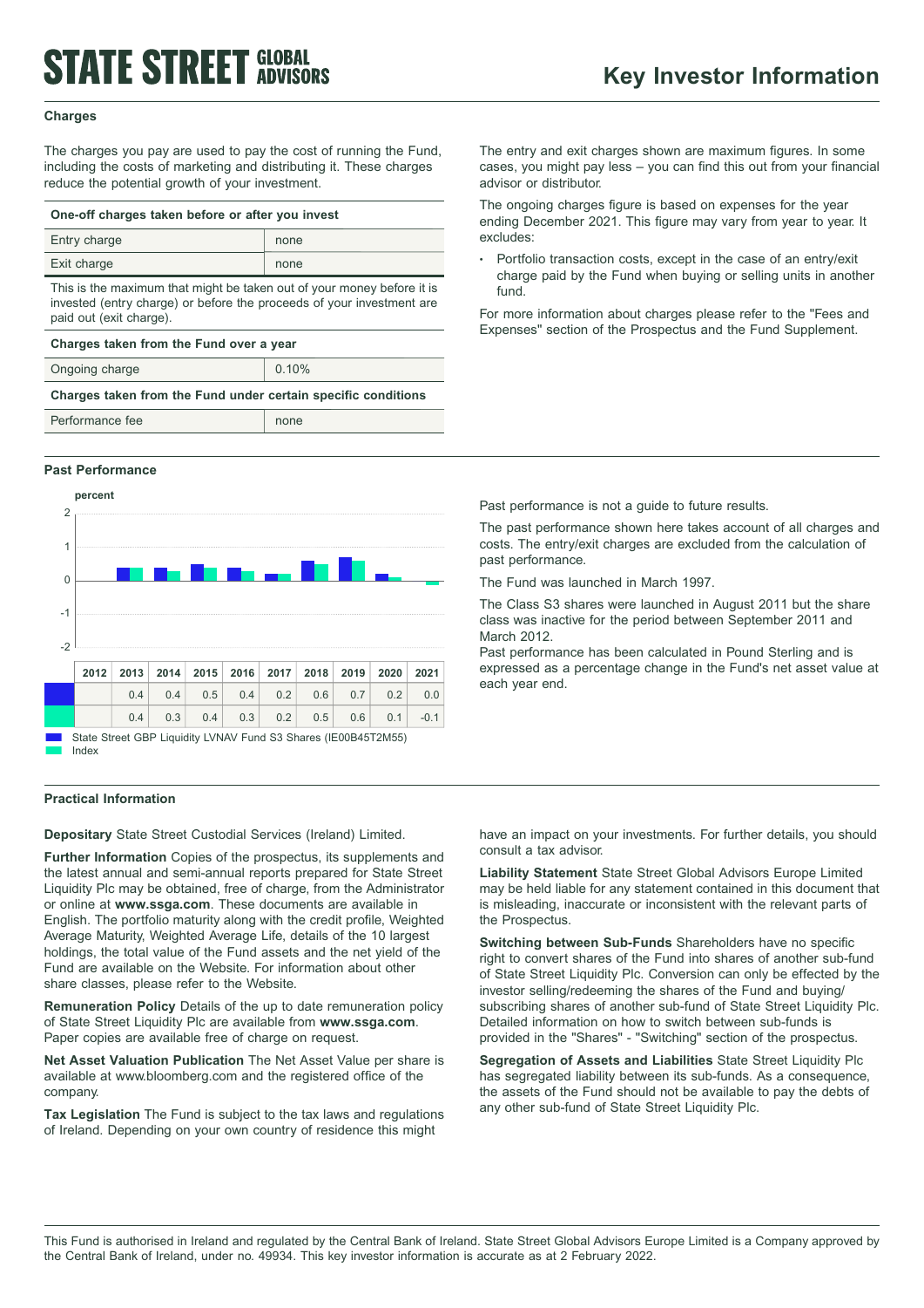## Charges

The charges you pay are used to pay the cost of running the Fund, including the costs of marketing and distributing it. These charges reduce the potential growth of your investment.

| One-off charges taken before or after you invest | |
|---|---|
| Entry charge | none |
| Exit charge | none |

This is the maximum that might be taken out of your money before it is invested (entry charge) or before the proceeds of your investment are paid out (exit charge).

| Charges taken from the Fund over a year | |
|---|---|
| Ongoing charge | 0.10% |

| Charges taken from the Fund under certain specific conditions | |
|---|---|
| Performance fee | none |

The entry and exit charges shown are maximum figures. In some cases, you might pay less – you can find this out from your financial advisor or distributor.

The ongoing charges figure is based on expenses for the year ending December 2021. This figure may vary from year to year. It excludes:

- Portfolio transaction costs, except in the case of an entry/exit charge paid by the Fund when buying or selling units in another fund.

For more information about charges please refer to the "Fees and Expenses" section of the Prospectus and the Fund Supplement.

## Past Performance

percent

2
1
0
-1
-2

| | 2012 | 2013 | 2014 | 2015 | 2016 | 2017 | 2018 | 2019 | 2020 | 2021 |
|---|---|---|---|---|---|---|---|---|---|---|
| State Street GBP Liquidity LVNAV Fund S3 Shares (IE00B45T2M55) | | 0.4 | 0.4 | 0.5 | 0.4 | 0.2 | 0.6 | 0.7 | 0.2 | 0.0 |
| Index | | 0.4 | 0.3 | 0.4 | 0.3 | 0.2 | 0.5 | 0.6 | 0.1 | -0.1 |

Past performance is not a guide to future results.

The past performance shown here takes account of all charges and costs. The entry/exit charges are excluded from the calculation of past performance.

The Fund was launched in March 1997.

The Class S3 shares were launched in August 2011 but the share class was inactive for the period between September 2011 and March 2012.

Past performance has been calculated in Pound Sterling and is expressed as a percentage change in the Fund's net asset value at each year end.

## Practical Information

**Depositary** State Street Custodial Services (Ireland) Limited.

**Further Information** Copies of the prospectus, its supplements and the latest annual and semi-annual reports prepared for State Street Liquidity Plc may be obtained, free of charge, from the Administrator or online at **www.ssga.com**. These documents are available in English. The portfolio maturity along with the credit profile, Weighted Average Maturity, Weighted Average Life, details of the 10 largest holdings, the total value of the Fund assets and the net yield of the Fund are available on the Website. For information about other share classes, please refer to the Website.

**Remuneration Policy** Details of the up to date remuneration policy of State Street Liquidity Plc are available from **www.ssga.com**. Paper copies are available free of charge on request.

**Net Asset Valuation Publication** The Net Asset Value per share is available at www.bloomberg.com and the registered office of the company.

**Tax Legislation** The Fund is subject to the tax laws and regulations of Ireland. Depending on your own country of residence this might have an impact on your investments. For further details, you should consult a tax advisor.

**Liability Statement** State Street Global Advisors Europe Limited may be held liable for any statement contained in this document that is misleading, inaccurate or inconsistent with the relevant parts of the Prospectus.

**Switching between Sub-Funds** Shareholders have no specific right to convert shares of the Fund into shares of another sub-fund of State Street Liquidity Plc. Conversion can only be effected by the investor selling/redeeming the shares of the Fund and buying/subscribing shares of another sub-fund of State Street Liquidity Plc. Detailed information on how to switch between sub-funds is provided in the "Shares" - "Switching" section of the prospectus.

**Segregation of Assets and Liabilities** State Street Liquidity Plc has segregated liability between its sub-funds. As a consequence, the assets of the Fund should not be available to pay the debts of any other sub-fund of State Street Liquidity Plc.

This Fund is authorised in Ireland and regulated by the Central Bank of Ireland. State Street Global Advisors Europe Limited is a Company approved by the Central Bank of Ireland, under no. 49934. This key investor information is accurate as at 2 February 2022.